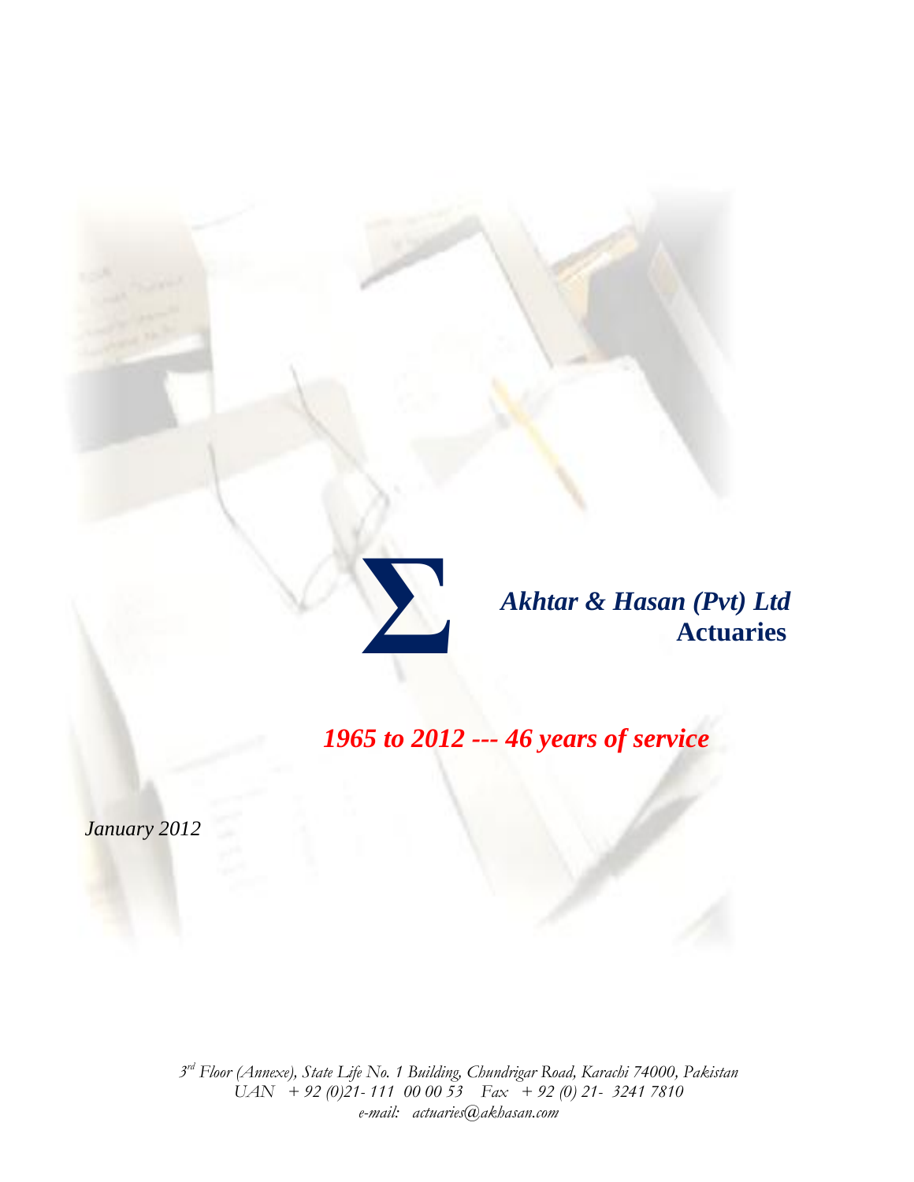Σ

***Akhtar & Hasan (Pvt) Ltd***
**Actuaries**

***1965 to 2012 --- 46 years of service***

*January 2012*

*3rd Floor (Annexe), State Life No. 1 Building, Chundrigar Road, Karachi 74000, Pakistan*
*UAN + 92 (0)21- 111 00 00 53 Fax + 92 (0) 21- 3241 7810*
*e-mail: actuaries@akhasan.com*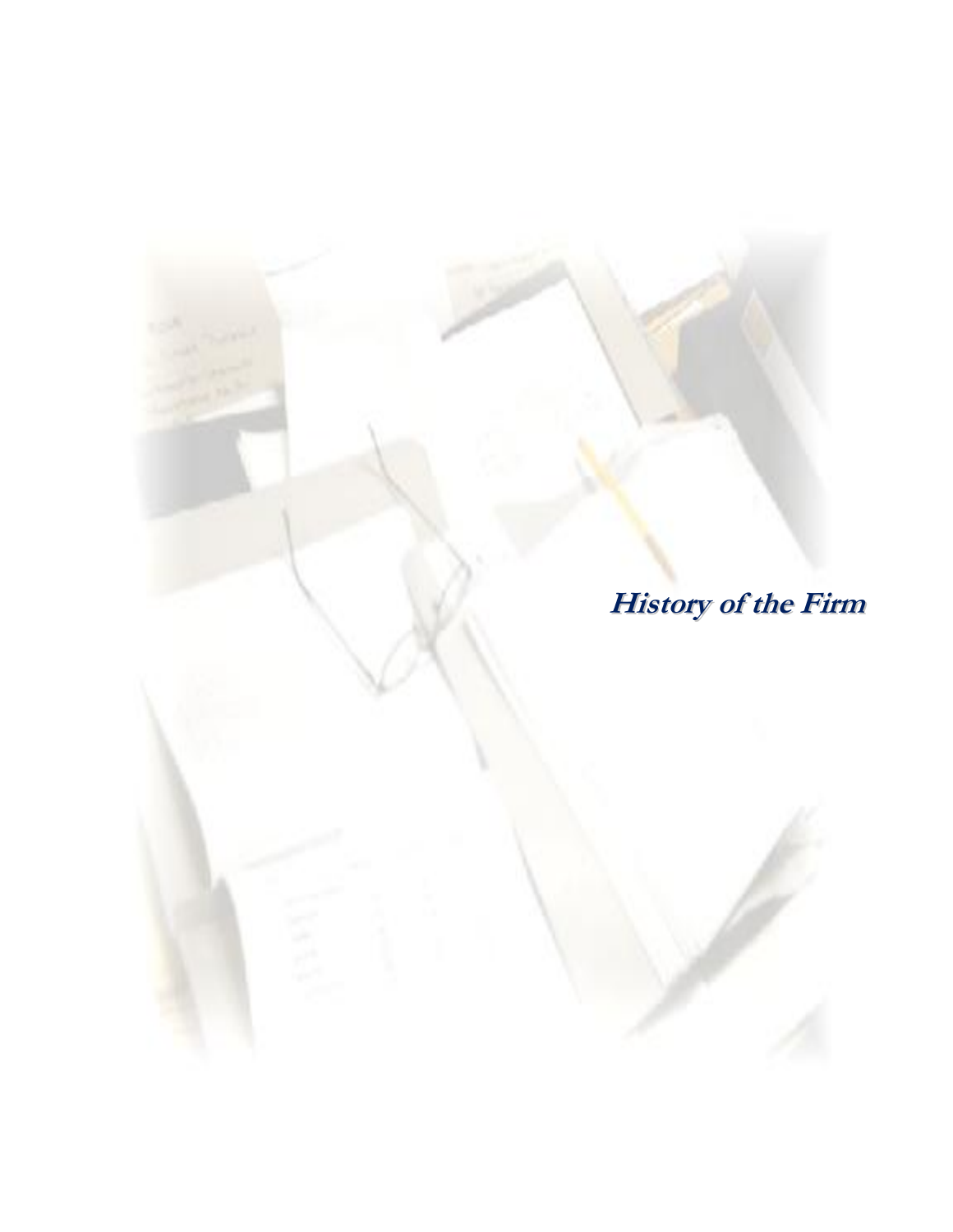# History of the Firm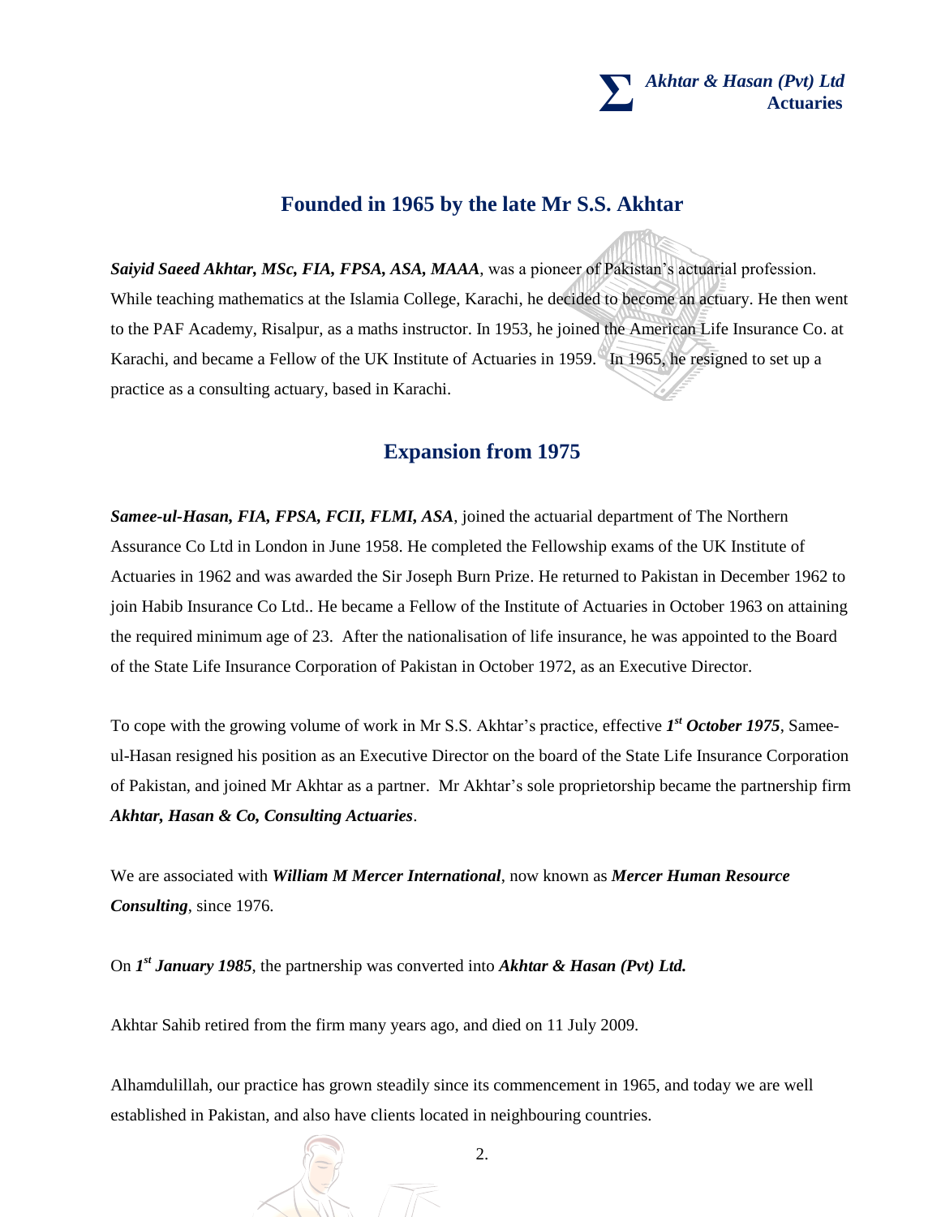## Founded in 1965 by the late Mr S.S. Akhtar

***Saiyid Saeed Akhtar, MSc, FIA, FPSA, ASA, MAAA***, was a pioneer of Pakistan's actuarial profession. While teaching mathematics at the Islamia College, Karachi, he decided to become an actuary. He then went to the PAF Academy, Risalpur, as a maths instructor. In 1953, he joined the American Life Insurance Co. at Karachi, and became a Fellow of the UK Institute of Actuaries in 1959. In 1965, he resigned to set up a practice as a consulting actuary, based in Karachi.

## Expansion from 1975

***Samee-ul-Hasan, FIA, FPSA, FCII, FLMI, ASA***, joined the actuarial department of The Northern Assurance Co Ltd in London in June 1958. He completed the Fellowship exams of the UK Institute of Actuaries in 1962 and was awarded the Sir Joseph Burn Prize. He returned to Pakistan in December 1962 to join Habib Insurance Co Ltd.. He became a Fellow of the Institute of Actuaries in October 1963 on attaining the required minimum age of 23. After the nationalisation of life insurance, he was appointed to the Board of the State Life Insurance Corporation of Pakistan in October 1972, as an Executive Director.

To cope with the growing volume of work in Mr S.S. Akhtar's practice, effective ***1st October 1975***, Samee-ul-Hasan resigned his position as an Executive Director on the board of the State Life Insurance Corporation of Pakistan, and joined Mr Akhtar as a partner. Mr Akhtar's sole proprietorship became the partnership firm ***Akhtar, Hasan & Co, Consulting Actuaries***.

We are associated with ***William M Mercer International***, now known as ***Mercer Human Resource Consulting***, since 1976.

On ***1st January 1985***, the partnership was converted into ***Akhtar & Hasan (Pvt) Ltd.***

Akhtar Sahib retired from the firm many years ago, and died on 11 July 2009.

Alhamdulillah, our practice has grown steadily since its commencement in 1965, and today we are well established in Pakistan, and also have clients located in neighbouring countries.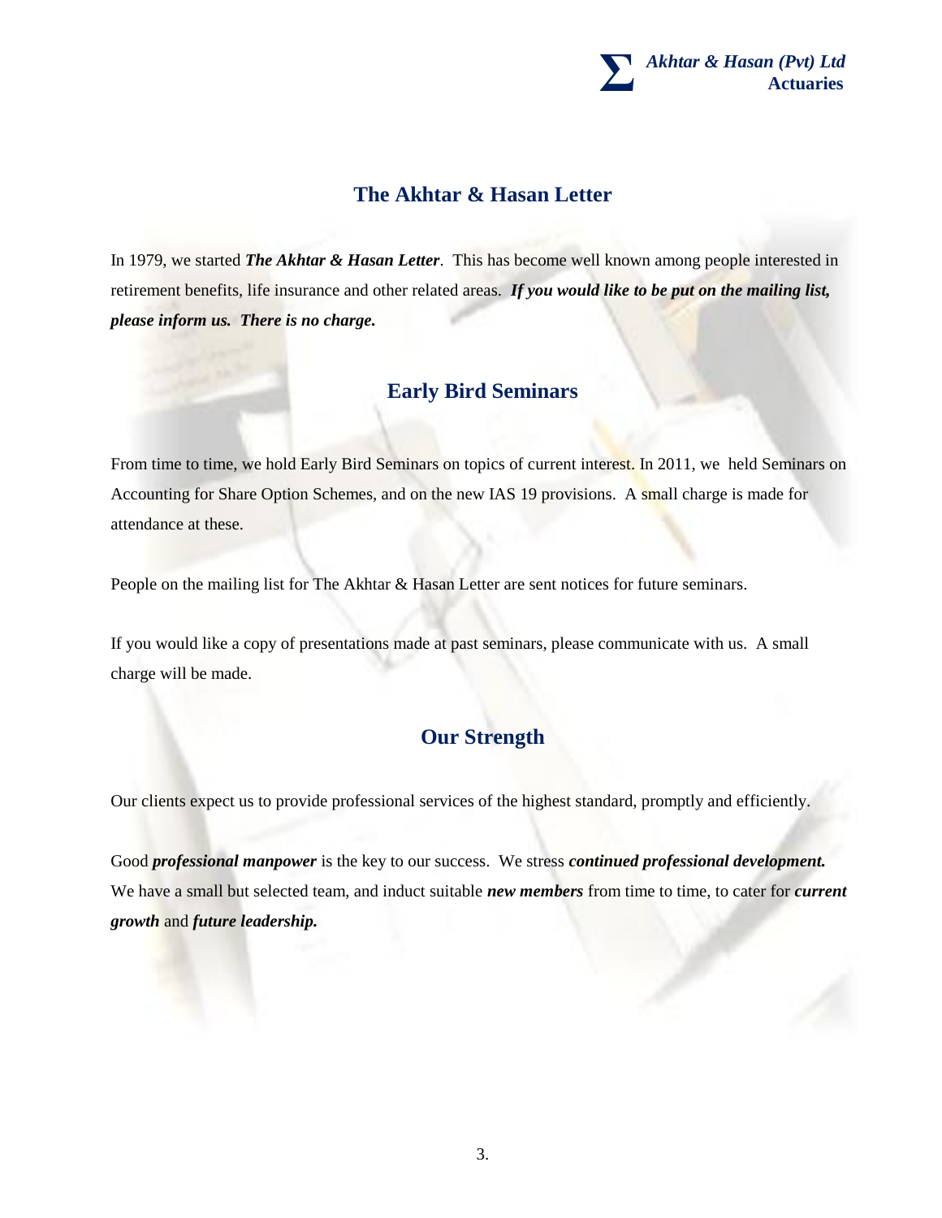## The Akhtar & Hasan Letter

In 1979, we started ***The Akhtar & Hasan Letter***. This has become well known among people interested in retirement benefits, life insurance and other related areas. ***If you would like to be put on the mailing list, please inform us. There is no charge.***

## Early Bird Seminars

From time to time, we hold Early Bird Seminars on topics of current interest. In 2011, we held Seminars on Accounting for Share Option Schemes, and on the new IAS 19 provisions. A small charge is made for attendance at these.

People on the mailing list for The Akhtar & Hasan Letter are sent notices for future seminars.

If you would like a copy of presentations made at past seminars, please communicate with us. A small charge will be made.

## Our Strength

Our clients expect us to provide professional services of the highest standard, promptly and efficiently.

Good ***professional manpower*** is the key to our success. We stress ***continued professional development.*** We have a small but selected team, and induct suitable ***new members*** from time to time, to cater for ***current growth*** and ***future leadership.***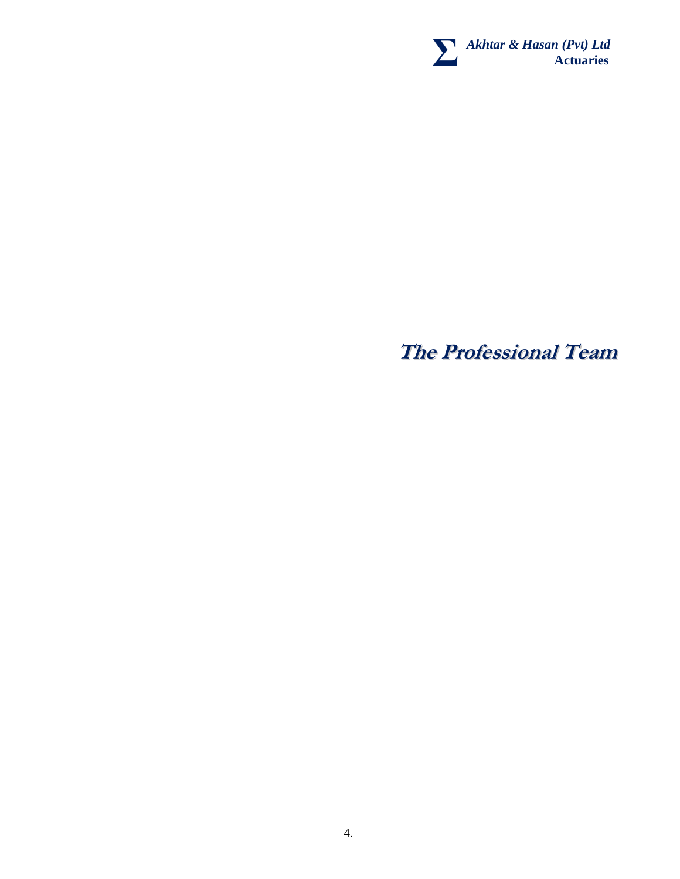# The Professional Team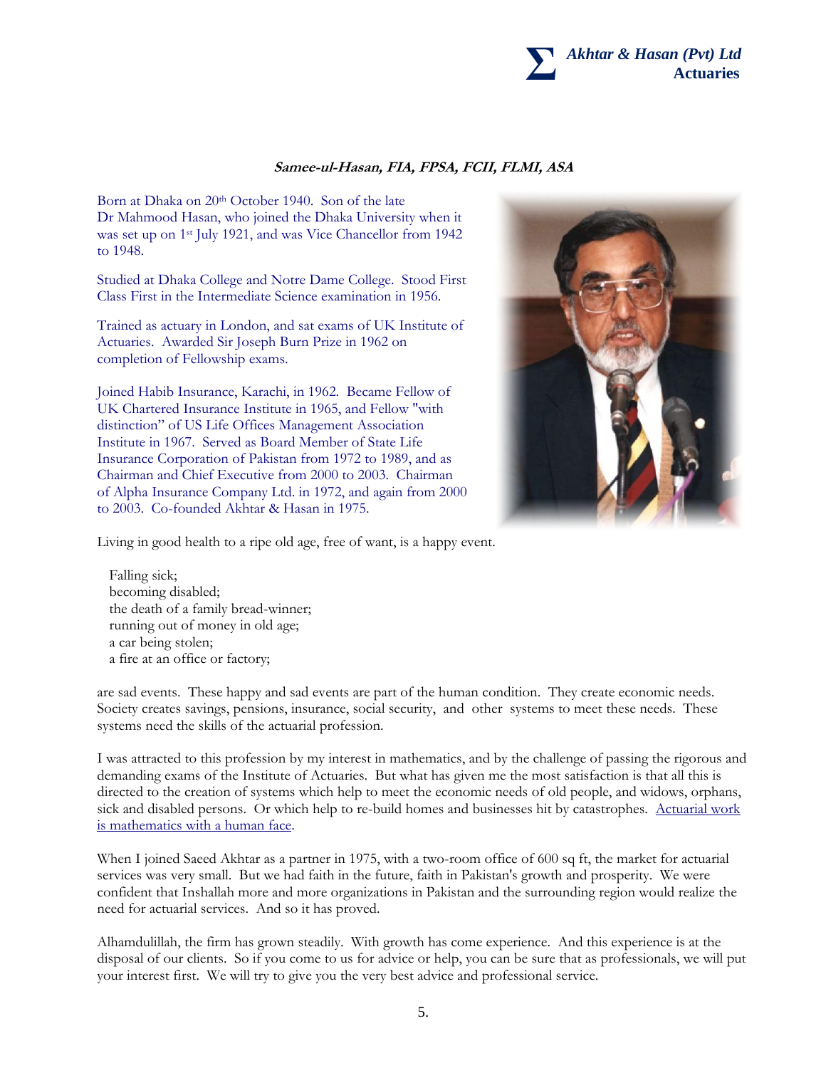***Samee-ul-Hasan, FIA, FPSA, FCII, FLMI, ASA***

Born at Dhaka on 20th October 1940. Son of the late Dr Mahmood Hasan, who joined the Dhaka University when it was set up on 1st July 1921, and was Vice Chancellor from 1942 to 1948.

Studied at Dhaka College and Notre Dame College. Stood First Class First in the Intermediate Science examination in 1956.

Trained as actuary in London, and sat exams of UK Institute of Actuaries. Awarded Sir Joseph Burn Prize in 1962 on completion of Fellowship exams.

Joined Habib Insurance, Karachi, in 1962. Became Fellow of UK Chartered Insurance Institute in 1965, and Fellow "with distinction" of US Life Offices Management Association Institute in 1967. Served as Board Member of State Life Insurance Corporation of Pakistan from 1972 to 1989, and as Chairman and Chief Executive from 2000 to 2003. Chairman of Alpha Insurance Company Ltd. in 1972, and again from 2000 to 2003. Co-founded Akhtar & Hasan in 1975.

Living in good health to a ripe old age, free of want, is a happy event.

> Falling sick;
> becoming disabled;
> the death of a family bread-winner;
> running out of money in old age;
> a car being stolen;
> a fire at an office or factory;

are sad events. These happy and sad events are part of the human condition. They create economic needs. Society creates savings, pensions, insurance, social security, and other systems to meet these needs. These systems need the skills of the actuarial profession.

I was attracted to this profession by my interest in mathematics, and by the challenge of passing the rigorous and demanding exams of the Institute of Actuaries. But what has given me the most satisfaction is that all this is directed to the creation of systems which help to meet the economic needs of old people, and widows, orphans, sick and disabled persons. Or which help to re-build homes and businesses hit by catastrophes. Actuarial work is mathematics with a human face.

When I joined Saeed Akhtar as a partner in 1975, with a two-room office of 600 sq ft, the market for actuarial services was very small. But we had faith in the future, faith in Pakistan's growth and prosperity. We were confident that Inshallah more and more organizations in Pakistan and the surrounding region would realize the need for actuarial services. And so it has proved.

Alhamdulillah, the firm has grown steadily. With growth has come experience. And this experience is at the disposal of our clients. So if you come to us for advice or help, you can be sure that as professionals, we will put your interest first. We will try to give you the very best advice and professional service.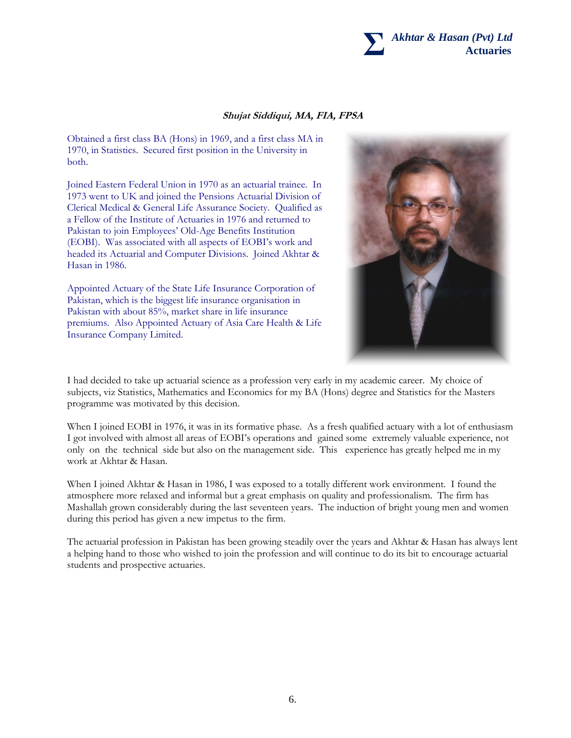### *Shujat Siddiqui, MA, FIA, FPSA*

Obtained a first class BA (Hons) in 1969, and a first class MA in 1970, in Statistics. Secured first position in the University in both.

Joined Eastern Federal Union in 1970 as an actuarial trainee. In 1973 went to UK and joined the Pensions Actuarial Division of Clerical Medical & General Life Assurance Society. Qualified as a Fellow of the Institute of Actuaries in 1976 and returned to Pakistan to join Employees' Old-Age Benefits Institution (EOBI). Was associated with all aspects of EOBI's work and headed its Actuarial and Computer Divisions. Joined Akhtar & Hasan in 1986.

Appointed Actuary of the State Life Insurance Corporation of Pakistan, which is the biggest life insurance organisation in Pakistan with about 85%, market share in life insurance premiums. Also Appointed Actuary of Asia Care Health & Life Insurance Company Limited.

I had decided to take up actuarial science as a profession very early in my academic career. My choice of subjects, viz Statistics, Mathematics and Economics for my BA (Hons) degree and Statistics for the Masters programme was motivated by this decision.

When I joined EOBI in 1976, it was in its formative phase. As a fresh qualified actuary with a lot of enthusiasm I got involved with almost all areas of EOBI's operations and gained some extremely valuable experience, not only on the technical side but also on the management side. This experience has greatly helped me in my work at Akhtar & Hasan.

When I joined Akhtar & Hasan in 1986, I was exposed to a totally different work environment. I found the atmosphere more relaxed and informal but a great emphasis on quality and professionalism. The firm has Mashallah grown considerably during the last seventeen years. The induction of bright young men and women during this period has given a new impetus to the firm.

The actuarial profession in Pakistan has been growing steadily over the years and Akhtar & Hasan has always lent a helping hand to those who wished to join the profession and will continue to do its bit to encourage actuarial students and prospective actuaries.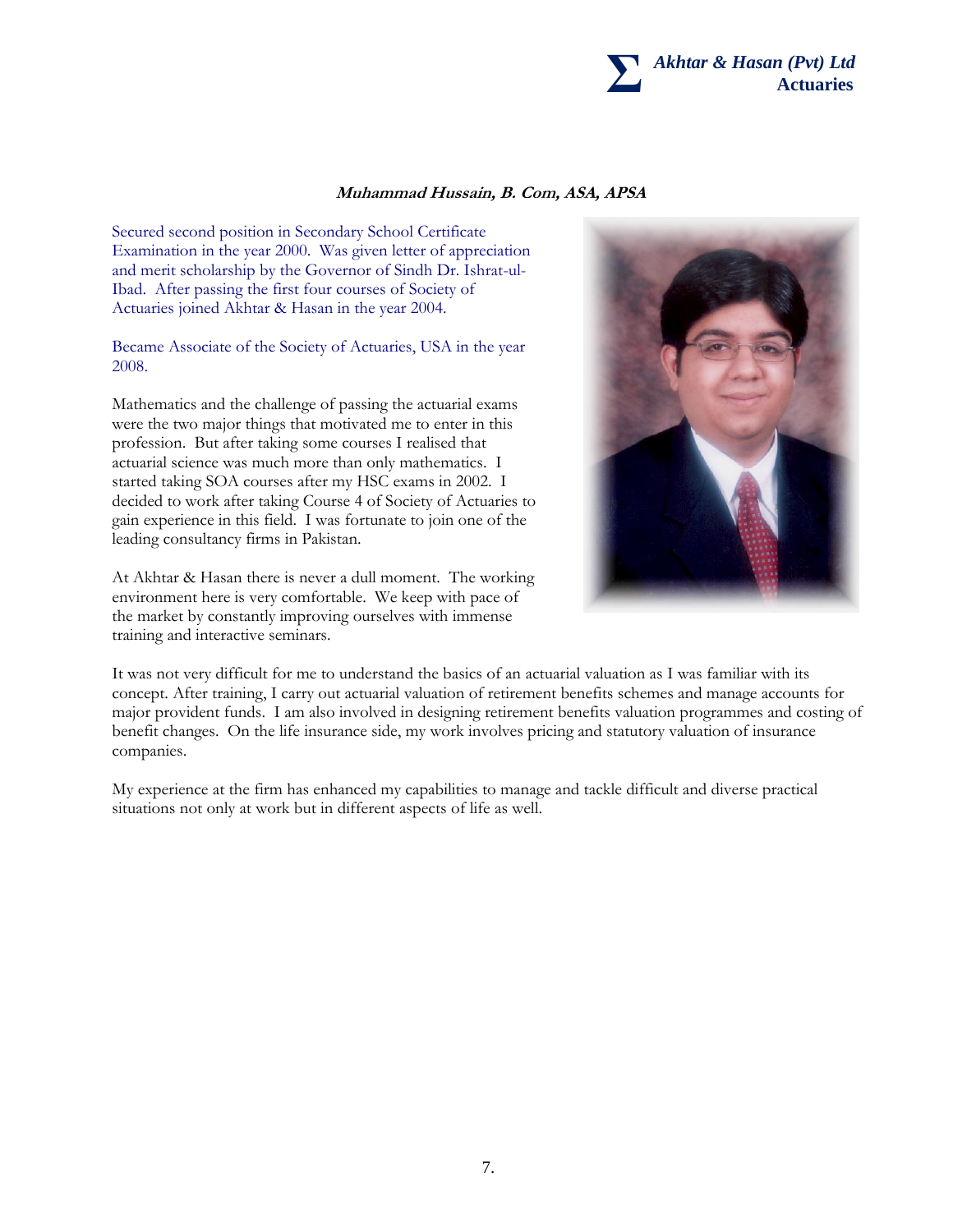***Muhammad Hussain, B. Com, ASA, APSA***

Secured second position in Secondary School Certificate Examination in the year 2000. Was given letter of appreciation and merit scholarship by the Governor of Sindh Dr. Ishrat-ul-Ibad. After passing the first four courses of Society of Actuaries joined Akhtar & Hasan in the year 2004.

Became Associate of the Society of Actuaries, USA in the year 2008.

Mathematics and the challenge of passing the actuarial exams were the two major things that motivated me to enter in this profession. But after taking some courses I realised that actuarial science was much more than only mathematics. I started taking SOA courses after my HSC exams in 2002. I decided to work after taking Course 4 of Society of Actuaries to gain experience in this field. I was fortunate to join one of the leading consultancy firms in Pakistan.

At Akhtar & Hasan there is never a dull moment. The working environment here is very comfortable. We keep with pace of the market by constantly improving ourselves with immense training and interactive seminars.

It was not very difficult for me to understand the basics of an actuarial valuation as I was familiar with its concept. After training, I carry out actuarial valuation of retirement benefits schemes and manage accounts for major provident funds. I am also involved in designing retirement benefits valuation programmes and costing of benefit changes. On the life insurance side, my work involves pricing and statutory valuation of insurance companies.

My experience at the firm has enhanced my capabilities to manage and tackle difficult and diverse practical situations not only at work but in different aspects of life as well.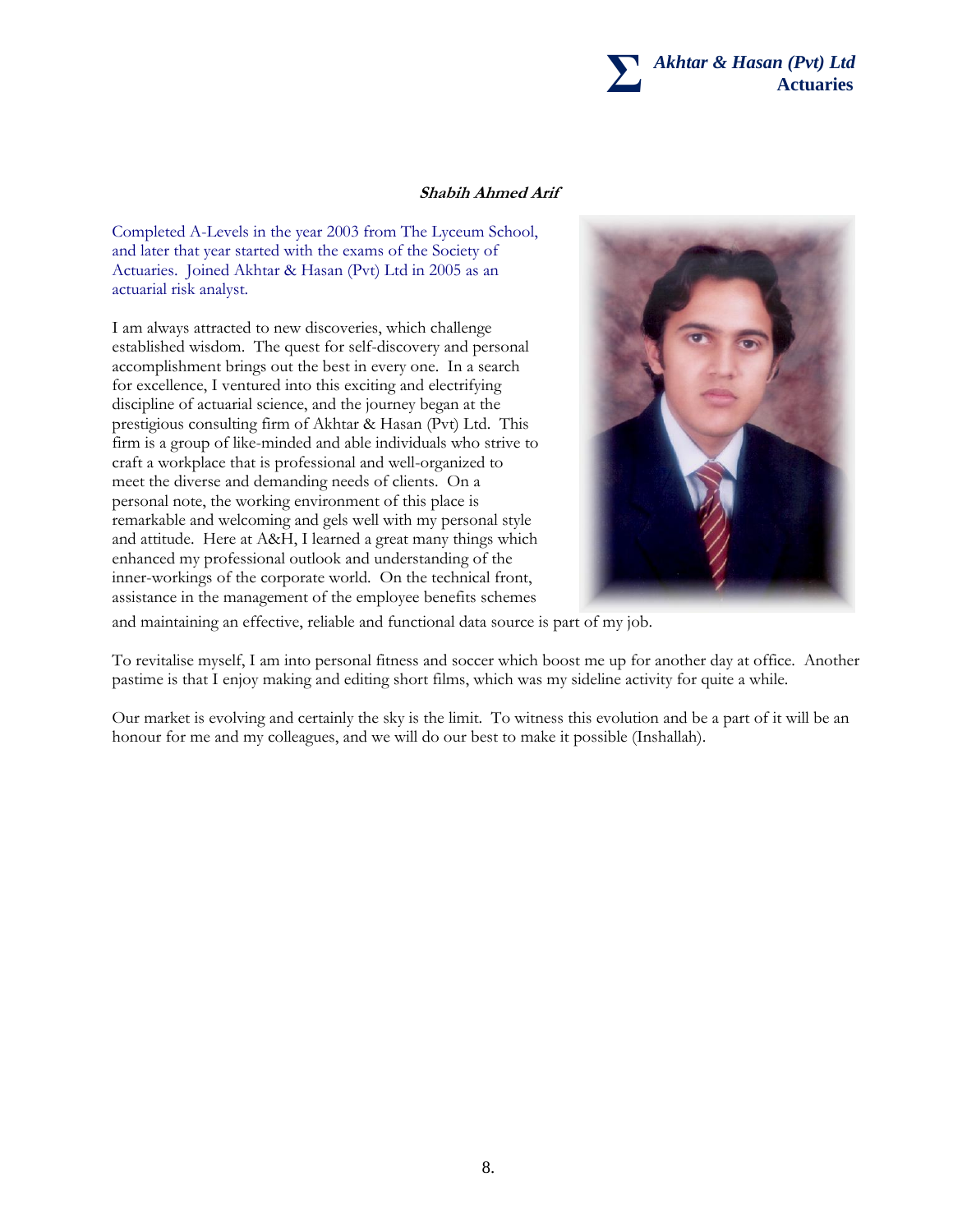***Shabih Ahmed Arif***

Completed A-Levels in the year 2003 from The Lyceum School, and later that year started with the exams of the Society of Actuaries. Joined Akhtar & Hasan (Pvt) Ltd in 2005 as an actuarial risk analyst.

I am always attracted to new discoveries, which challenge established wisdom. The quest for self-discovery and personal accomplishment brings out the best in every one. In a search for excellence, I ventured into this exciting and electrifying discipline of actuarial science, and the journey began at the prestigious consulting firm of Akhtar & Hasan (Pvt) Ltd. This firm is a group of like-minded and able individuals who strive to craft a workplace that is professional and well-organized to meet the diverse and demanding needs of clients. On a personal note, the working environment of this place is remarkable and welcoming and gels well with my personal style and attitude. Here at A&H, I learned a great many things which enhanced my professional outlook and understanding of the inner-workings of the corporate world. On the technical front, assistance in the management of the employee benefits schemes and maintaining an effective, reliable and functional data source is part of my job.

To revitalise myself, I am into personal fitness and soccer which boost me up for another day at office. Another pastime is that I enjoy making and editing short films, which was my sideline activity for quite a while.

Our market is evolving and certainly the sky is the limit. To witness this evolution and be a part of it will be an honour for me and my colleagues, and we will do our best to make it possible (Inshallah).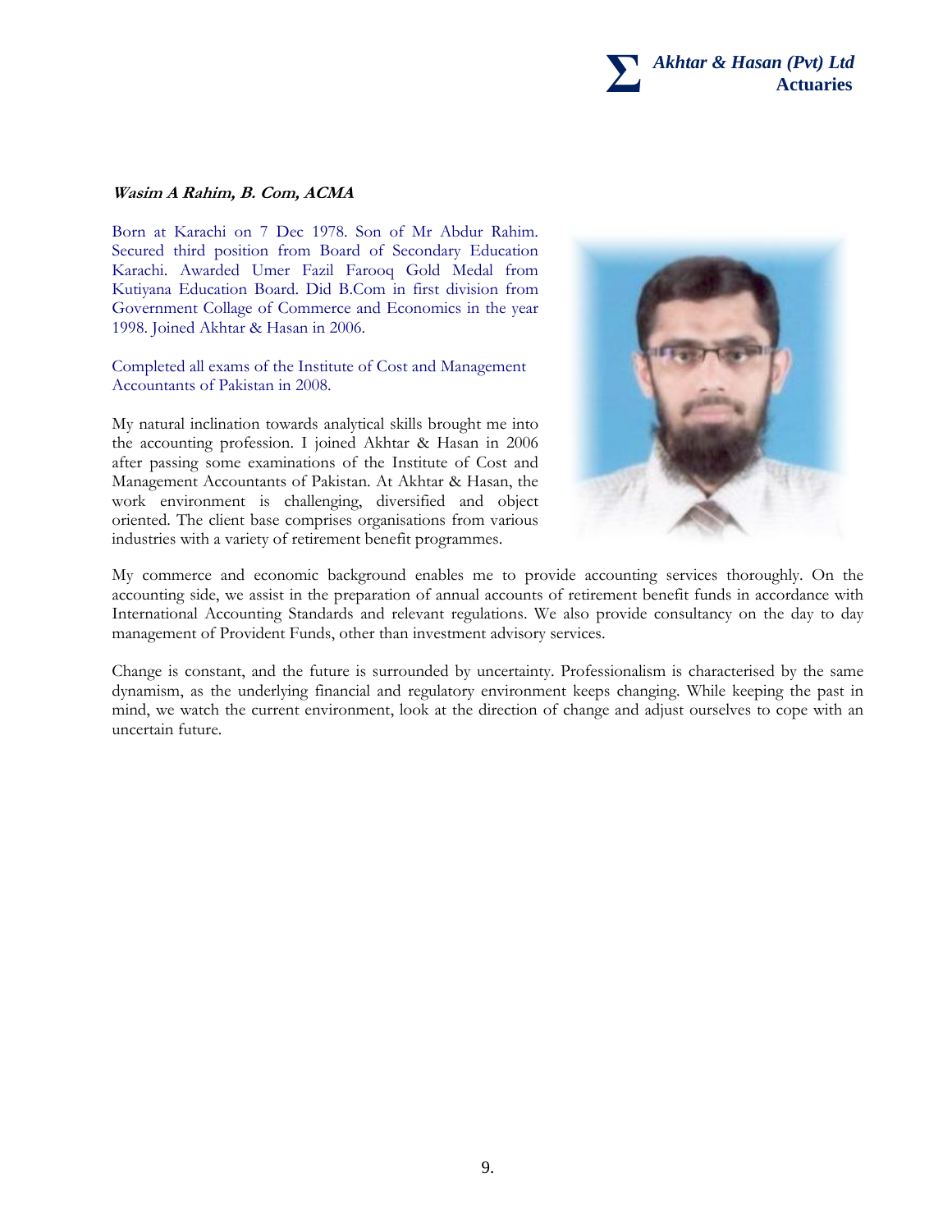***Wasim A Rahim, B. Com, ACMA***

Born at Karachi on 7 Dec 1978. Son of Mr Abdur Rahim. Secured third position from Board of Secondary Education Karachi. Awarded Umer Fazil Farooq Gold Medal from Kutiyana Education Board. Did B.Com in first division from Government Collage of Commerce and Economics in the year 1998. Joined Akhtar & Hasan in 2006.

Completed all exams of the Institute of Cost and Management Accountants of Pakistan in 2008.

My natural inclination towards analytical skills brought me into the accounting profession. I joined Akhtar & Hasan in 2006 after passing some examinations of the Institute of Cost and Management Accountants of Pakistan. At Akhtar & Hasan, the work environment is challenging, diversified and object oriented. The client base comprises organisations from various industries with a variety of retirement benefit programmes.

My commerce and economic background enables me to provide accounting services thoroughly. On the accounting side, we assist in the preparation of annual accounts of retirement benefit funds in accordance with International Accounting Standards and relevant regulations. We also provide consultancy on the day to day management of Provident Funds, other than investment advisory services.

Change is constant, and the future is surrounded by uncertainty. Professionalism is characterised by the same dynamism, as the underlying financial and regulatory environment keeps changing. While keeping the past in mind, we watch the current environment, look at the direction of change and adjust ourselves to cope with an uncertain future.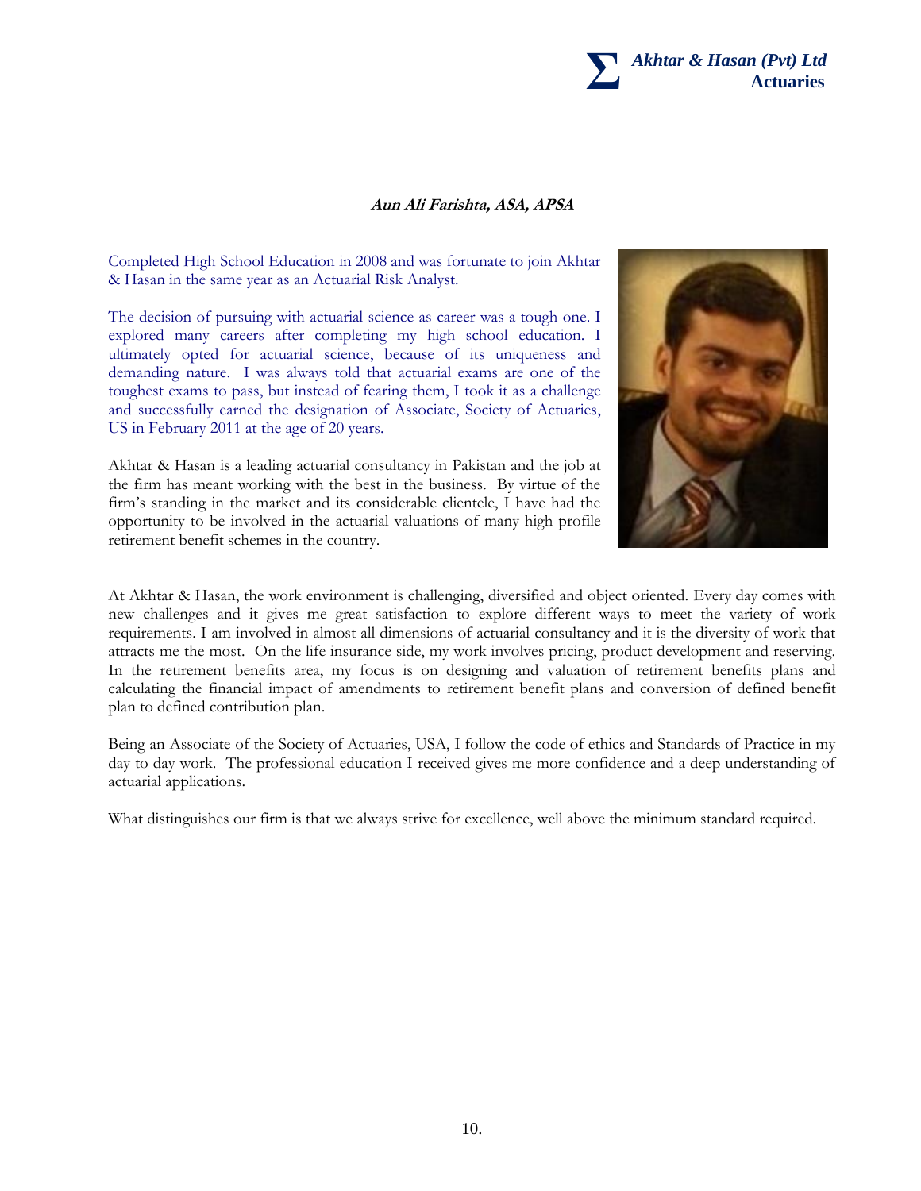**_Aun Ali Farishta, ASA, APSA_**

Completed High School Education in 2008 and was fortunate to join Akhtar & Hasan in the same year as an Actuarial Risk Analyst.

The decision of pursuing with actuarial science as career was a tough one. I explored many careers after completing my high school education. I ultimately opted for actuarial science, because of its uniqueness and demanding nature. I was always told that actuarial exams are one of the toughest exams to pass, but instead of fearing them, I took it as a challenge and successfully earned the designation of Associate, Society of Actuaries, US in February 2011 at the age of 20 years.

Akhtar & Hasan is a leading actuarial consultancy in Pakistan and the job at the firm has meant working with the best in the business. By virtue of the firm's standing in the market and its considerable clientele, I have had the opportunity to be involved in the actuarial valuations of many high profile retirement benefit schemes in the country.

At Akhtar & Hasan, the work environment is challenging, diversified and object oriented. Every day comes with new challenges and it gives me great satisfaction to explore different ways to meet the variety of work requirements. I am involved in almost all dimensions of actuarial consultancy and it is the diversity of work that attracts me the most. On the life insurance side, my work involves pricing, product development and reserving. In the retirement benefits area, my focus is on designing and valuation of retirement benefits plans and calculating the financial impact of amendments to retirement benefit plans and conversion of defined benefit plan to defined contribution plan.

Being an Associate of the Society of Actuaries, USA, I follow the code of ethics and Standards of Practice in my day to day work. The professional education I received gives me more confidence and a deep understanding of actuarial applications.

What distinguishes our firm is that we always strive for excellence, well above the minimum standard required.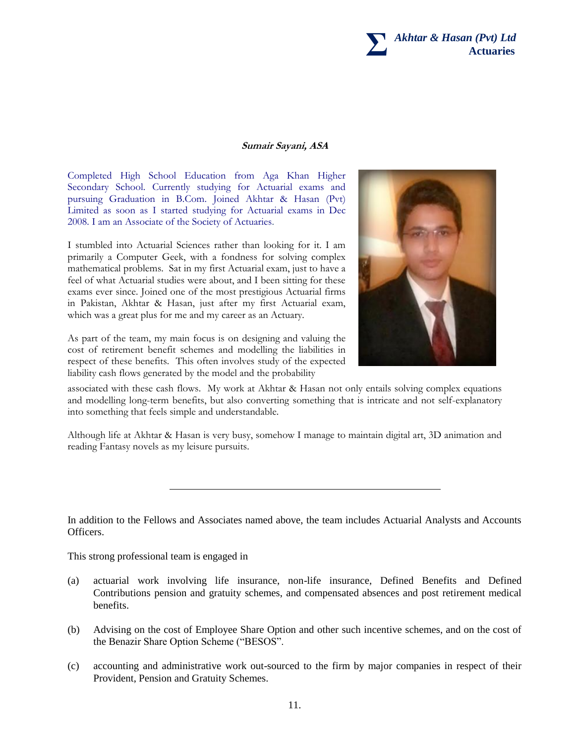***Sumair Sayani, ASA***

Completed High School Education from Aga Khan Higher Secondary School. Currently studying for Actuarial exams and pursuing Graduation in B.Com. Joined Akhtar & Hasan (Pvt) Limited as soon as I started studying for Actuarial exams in Dec 2008. I am an Associate of the Society of Actuaries.

I stumbled into Actuarial Sciences rather than looking for it. I am primarily a Computer Geek, with a fondness for solving complex mathematical problems. Sat in my first Actuarial exam, just to have a feel of what Actuarial studies were about, and I been sitting for these exams ever since. Joined one of the most prestigious Actuarial firms in Pakistan, Akhtar & Hasan, just after my first Actuarial exam, which was a great plus for me and my career as an Actuary.

As part of the team, my main focus is on designing and valuing the cost of retirement benefit schemes and modelling the liabilities in respect of these benefits. This often involves study of the expected liability cash flows generated by the model and the probability associated with these cash flows. My work at Akhtar & Hasan not only entails solving complex equations and modelling long-term benefits, but also converting something that is intricate and not self-explanatory into something that feels simple and understandable.

Although life at Akhtar & Hasan is very busy, somehow I manage to maintain digital art, 3D animation and reading Fantasy novels as my leisure pursuits.

---

In addition to the Fellows and Associates named above, the team includes Actuarial Analysts and Accounts Officers.

This strong professional team is engaged in

(a) actuarial work involving life insurance, non-life insurance, Defined Benefits and Defined Contributions pension and gratuity schemes, and compensated absences and post retirement medical benefits.

(b) Advising on the cost of Employee Share Option and other such incentive schemes, and on the cost of the Benazir Share Option Scheme ("BESOS".

(c) accounting and administrative work out-sourced to the firm by major companies in respect of their Provident, Pension and Gratuity Schemes.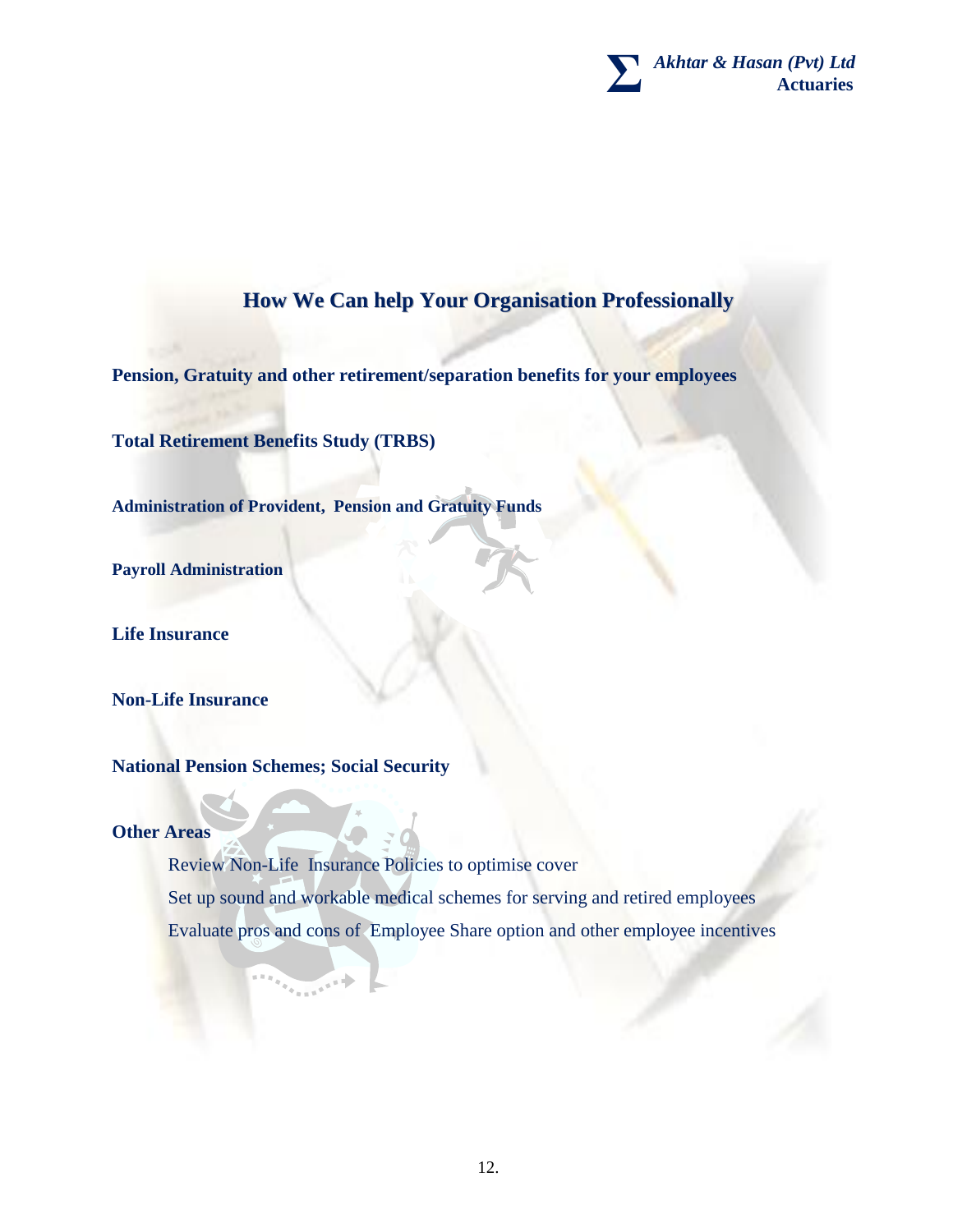## How We Can help Your Organisation Professionally

**Pension, Gratuity and other retirement/separation benefits for your employees**

**Total Retirement Benefits Study (TRBS)**

**Administration of Provident, Pension and Gratuity Funds**

**Payroll Administration**

**Life Insurance**

**Non-Life Insurance**

**National Pension Schemes; Social Security**

**Other Areas**

- Review Non-Life Insurance Policies to optimise cover
- Set up sound and workable medical schemes for serving and retired employees
- Evaluate pros and cons of Employee Share option and other employee incentives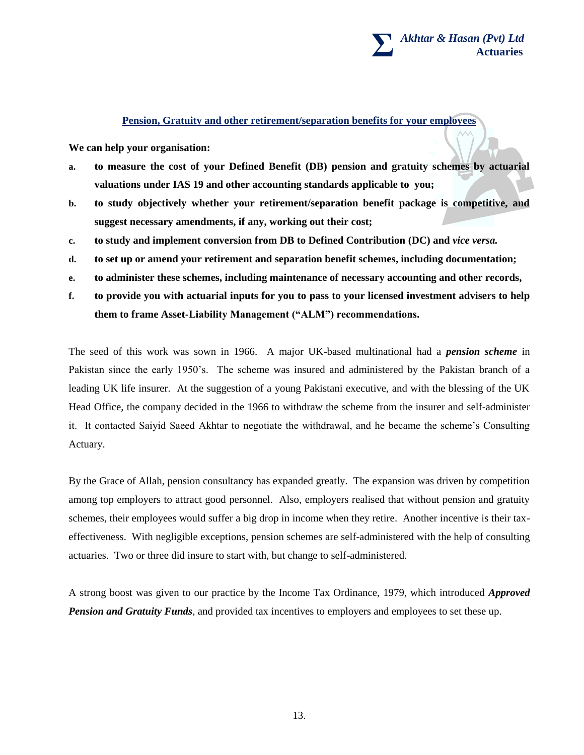## Pension, Gratuity and other retirement/separation benefits for your employees

**We can help your organisation:**

- **a.** **to measure the cost of your Defined Benefit (DB) pension and gratuity schemes by actuarial valuations under IAS 19 and other accounting standards applicable to you;**
- **b.** **to study objectively whether your retirement/separation benefit package is competitive, and suggest necessary amendments, if any, working out their cost;**
- **c.** **to study and implement conversion from DB to Defined Contribution (DC) and *vice versa.***
- **d.** **to set up or amend your retirement and separation benefit schemes, including documentation;**
- **e.** **to administer these schemes, including maintenance of necessary accounting and other records,**
- **f.** **to provide you with actuarial inputs for you to pass to your licensed investment advisers to help them to frame Asset-Liability Management ("ALM") recommendations.**

The seed of this work was sown in 1966. A major UK-based multinational had a ***pension scheme*** in Pakistan since the early 1950's. The scheme was insured and administered by the Pakistan branch of a leading UK life insurer. At the suggestion of a young Pakistani executive, and with the blessing of the UK Head Office, the company decided in the 1966 to withdraw the scheme from the insurer and self-administer it. It contacted Saiyid Saeed Akhtar to negotiate the withdrawal, and he became the scheme's Consulting Actuary.

By the Grace of Allah, pension consultancy has expanded greatly. The expansion was driven by competition among top employers to attract good personnel. Also, employers realised that without pension and gratuity schemes, their employees would suffer a big drop in income when they retire. Another incentive is their tax-effectiveness. With negligible exceptions, pension schemes are self-administered with the help of consulting actuaries. Two or three did insure to start with, but change to self-administered.

A strong boost was given to our practice by the Income Tax Ordinance, 1979, which introduced ***Approved Pension and Gratuity Funds***, and provided tax incentives to employers and employees to set these up.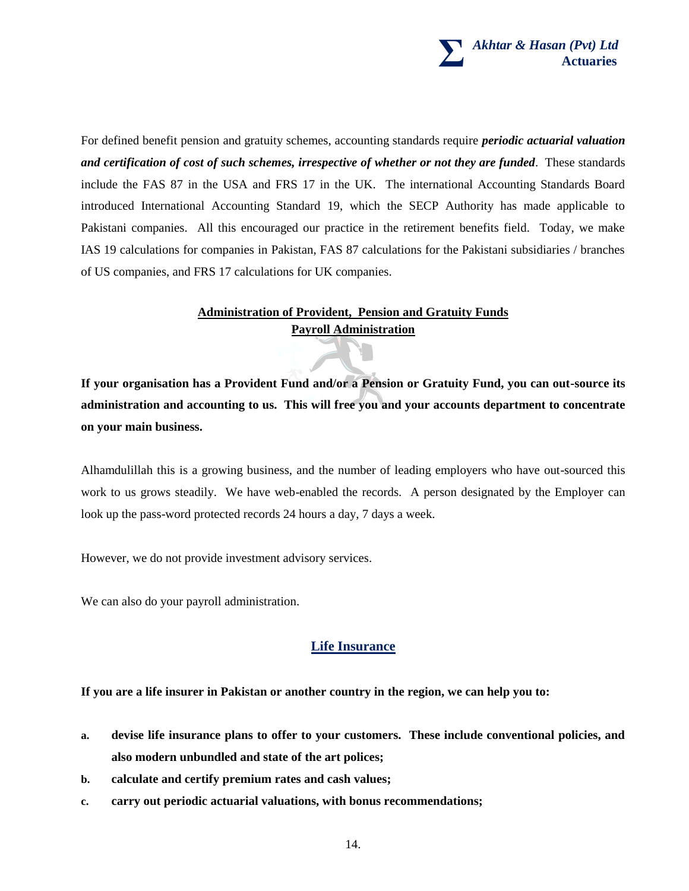For defined benefit pension and gratuity schemes, accounting standards require ***periodic actuarial valuation and certification of cost of such schemes, irrespective of whether or not they are funded***. These standards include the FAS 87 in the USA and FRS 17 in the UK. The international Accounting Standards Board introduced International Accounting Standard 19, which the SECP Authority has made applicable to Pakistani companies. All this encouraged our practice in the retirement benefits field. Today, we make IAS 19 calculations for companies in Pakistan, FAS 87 calculations for the Pakistani subsidiaries / branches of US companies, and FRS 17 calculations for UK companies.

## Administration of Provident, Pension and Gratuity Funds
## Payroll Administration

**If your organisation has a Provident Fund and/or a Pension or Gratuity Fund, you can out-source its administration and accounting to us. This will free you and your accounts department to concentrate on your main business.**

Alhamdulillah this is a growing business, and the number of leading employers who have out-sourced this work to us grows steadily. We have web-enabled the records. A person designated by the Employer can look up the pass-word protected records 24 hours a day, 7 days a week.

However, we do not provide investment advisory services.

We can also do your payroll administration.

## Life Insurance

**If you are a life insurer in Pakistan or another country in the region, we can help you to:**

- **a.** **devise life insurance plans to offer to your customers. These include conventional policies, and also modern unbundled and state of the art polices;**
- **b.** **calculate and certify premium rates and cash values;**
- **c.** **carry out periodic actuarial valuations, with bonus recommendations;**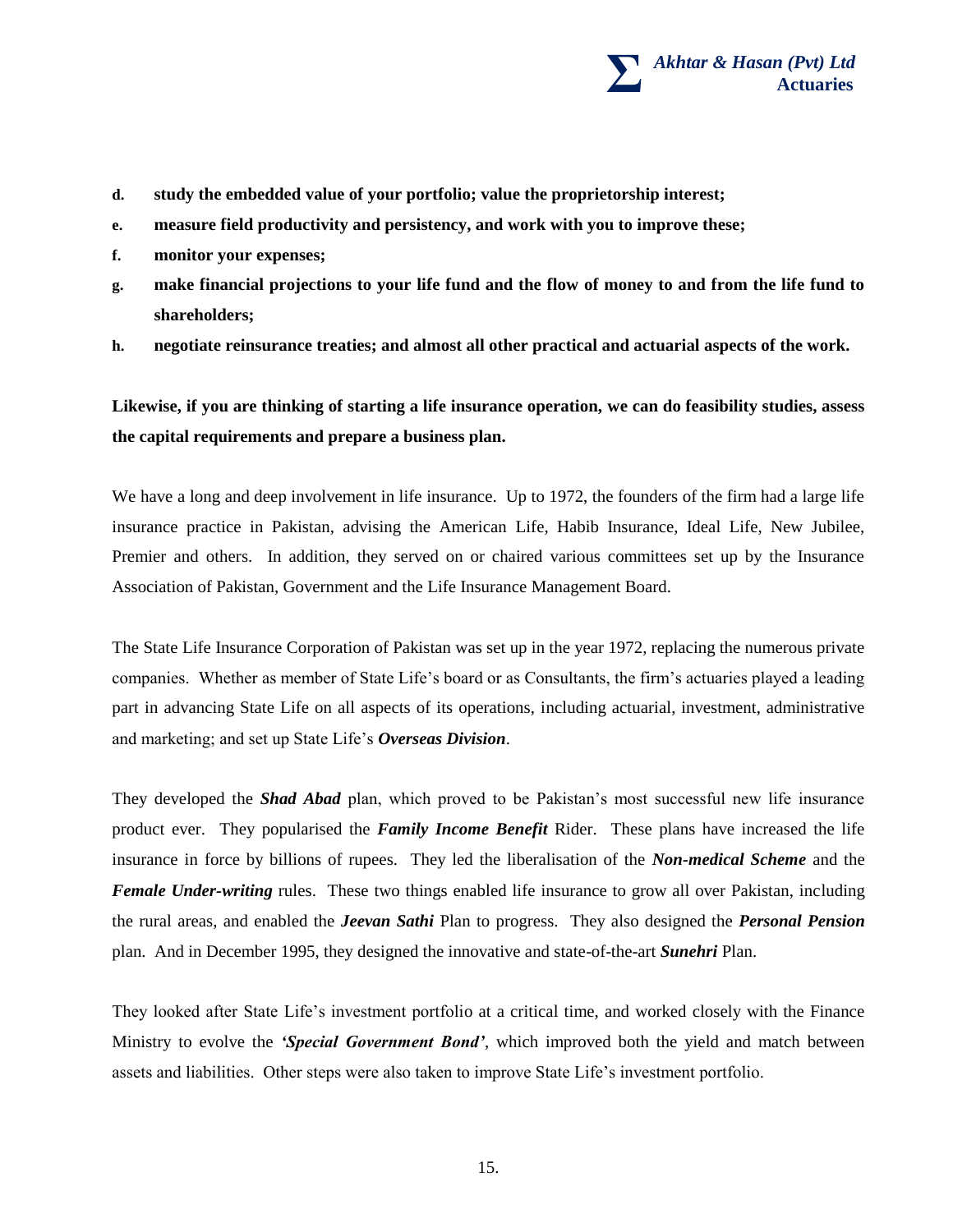d. **study the embedded value of your portfolio; value the proprietorship interest;**

e. **measure field productivity and persistency, and work with you to improve these;**

f. **monitor your expenses;**

g. **make financial projections to your life fund and the flow of money to and from the life fund to shareholders;**

h. **negotiate reinsurance treaties; and almost all other practical and actuarial aspects of the work.**

**Likewise, if you are thinking of starting a life insurance operation, we can do feasibility studies, assess the capital requirements and prepare a business plan.**

We have a long and deep involvement in life insurance. Up to 1972, the founders of the firm had a large life insurance practice in Pakistan, advising the American Life, Habib Insurance, Ideal Life, New Jubilee, Premier and others. In addition, they served on or chaired various committees set up by the Insurance Association of Pakistan, Government and the Life Insurance Management Board.

The State Life Insurance Corporation of Pakistan was set up in the year 1972, replacing the numerous private companies. Whether as member of State Life's board or as Consultants, the firm's actuaries played a leading part in advancing State Life on all aspects of its operations, including actuarial, investment, administrative and marketing; and set up State Life's ***Overseas Division***.

They developed the ***Shad Abad*** plan, which proved to be Pakistan's most successful new life insurance product ever. They popularised the ***Family Income Benefit*** Rider. These plans have increased the life insurance in force by billions of rupees. They led the liberalisation of the ***Non-medical Scheme*** and the ***Female Under-writing*** rules. These two things enabled life insurance to grow all over Pakistan, including the rural areas, and enabled the ***Jeevan Sathi*** Plan to progress. They also designed the ***Personal Pension*** plan. And in December 1995, they designed the innovative and state-of-the-art ***Sunehri*** Plan.

They looked after State Life's investment portfolio at a critical time, and worked closely with the Finance Ministry to evolve the ***'Special Government Bond'***, which improved both the yield and match between assets and liabilities. Other steps were also taken to improve State Life's investment portfolio.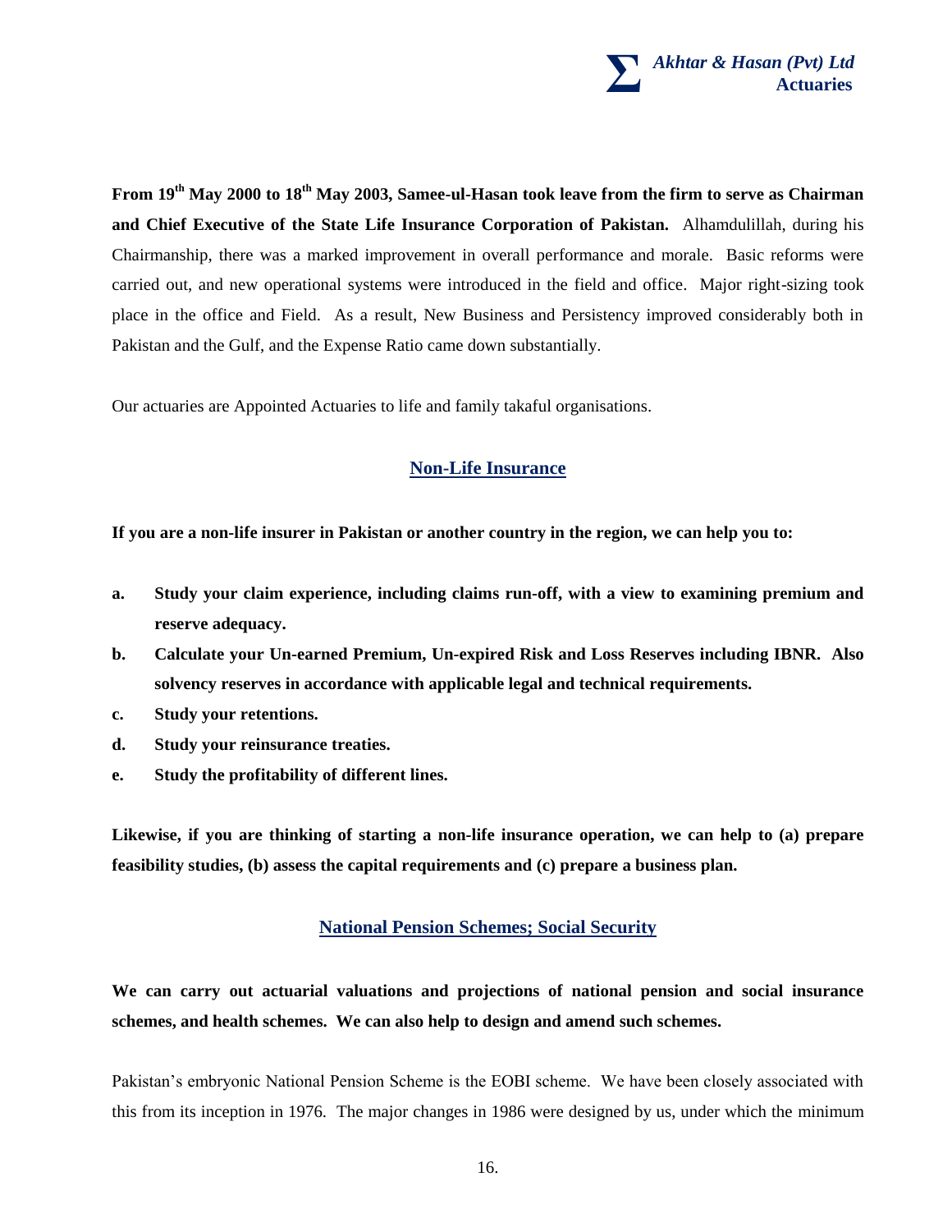**From 19th May 2000 to 18th May 2003, Samee-ul-Hasan took leave from the firm to serve as Chairman and Chief Executive of the State Life Insurance Corporation of Pakistan.** Alhamdulillah, during his Chairmanship, there was a marked improvement in overall performance and morale. Basic reforms were carried out, and new operational systems were introduced in the field and office. Major right-sizing took place in the office and Field. As a result, New Business and Persistency improved considerably both in Pakistan and the Gulf, and the Expense Ratio came down substantially.

Our actuaries are Appointed Actuaries to life and family takaful organisations.

## Non-Life Insurance

**If you are a non-life insurer in Pakistan or another country in the region, we can help you to:**

- **a. Study your claim experience, including claims run-off, with a view to examining premium and reserve adequacy.**
- **b. Calculate your Un-earned Premium, Un-expired Risk and Loss Reserves including IBNR. Also solvency reserves in accordance with applicable legal and technical requirements.**
- **c. Study your retentions.**
- **d. Study your reinsurance treaties.**
- **e. Study the profitability of different lines.**

**Likewise, if you are thinking of starting a non-life insurance operation, we can help to (a) prepare feasibility studies, (b) assess the capital requirements and (c) prepare a business plan.**

## National Pension Schemes; Social Security

**We can carry out actuarial valuations and projections of national pension and social insurance schemes, and health schemes. We can also help to design and amend such schemes.**

Pakistan's embryonic National Pension Scheme is the EOBI scheme. We have been closely associated with this from its inception in 1976. The major changes in 1986 were designed by us, under which the minimum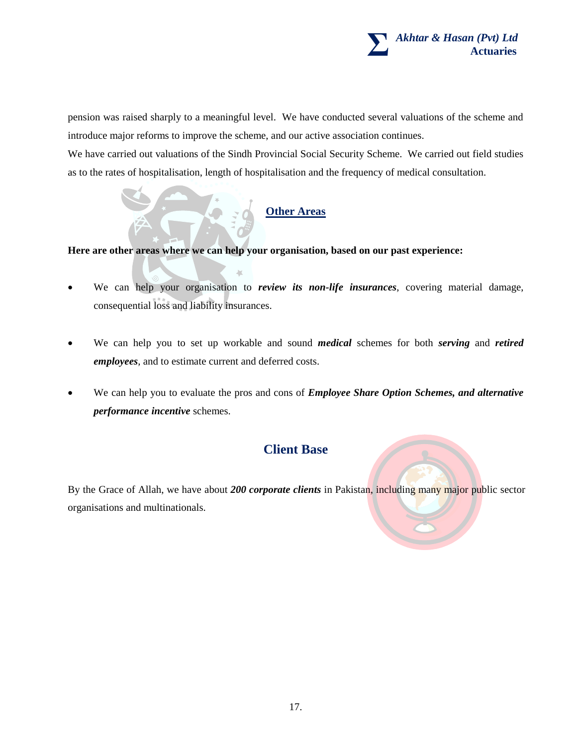pension was raised sharply to a meaningful level. We have conducted several valuations of the scheme and introduce major reforms to improve the scheme, and our active association continues.

We have carried out valuations of the Sindh Provincial Social Security Scheme. We carried out field studies as to the rates of hospitalisation, length of hospitalisation and the frequency of medical consultation.

## Other Areas

**Here are other areas where we can help your organisation, based on our past experience:**

- We can help your organisation to ***review its non-life insurances***, covering material damage, consequential loss and liability insurances.

- We can help you to set up workable and sound ***medical*** schemes for both ***serving*** and ***retired employees***, and to estimate current and deferred costs.

- We can help you to evaluate the pros and cons of ***Employee Share Option Schemes, and alternative performance incentive*** schemes.

## Client Base

By the Grace of Allah, we have about ***200 corporate clients*** in Pakistan, including many major public sector organisations and multinationals.